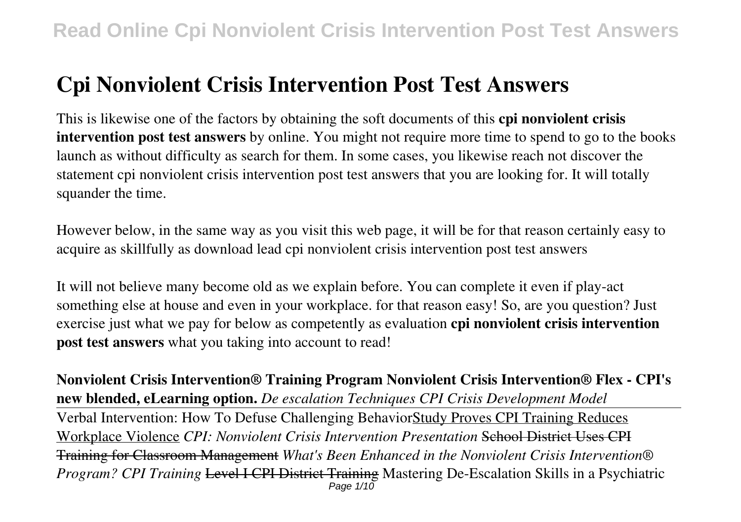# Cpi Nonviolent Crisis Intervention Post Test Answers

This is likewise one of the factors by obtaining the soft documents of this **cpi nonviolent crisis intervention post test answers** by online. You might not require more time to spend to go to the books launch as without difficulty as search for them. In some cases, you likewise reach not discover the statement cpi nonviolent crisis intervention post test answers that you are looking for. It will totally squander the time.

However below, in the same way as you visit this web page, it will be for that reason certainly easy to acquire as skillfully as download lead cpi nonviolent crisis intervention post test answers

It will not believe many become old as we explain before. You can complete it even if play-act something else at house and even in your workplace. for that reason easy! So, are you question? Just exercise just what we pay for below as competently as evaluation **cpi nonviolent crisis intervention post test answers** what you taking into account to read!

**Nonviolent Crisis Intervention® Training Program Nonviolent Crisis Intervention® Flex - CPI's new blended, eLearning option.** *De escalation Techniques CPI Crisis Development Model*

Verbal Intervention: How To Defuse Challenging Behavior Study Proves CPI Training Reduces Workplace Violence *CPI: Nonviolent Crisis Intervention Presentation* ~~School District Uses CPI Training for Classroom Management~~ *What's Been Enhanced in the Nonviolent Crisis Intervention® Program? CPI Training* ~~Level I CPI District Training~~ Mastering De-Escalation Skills in a Psychiatric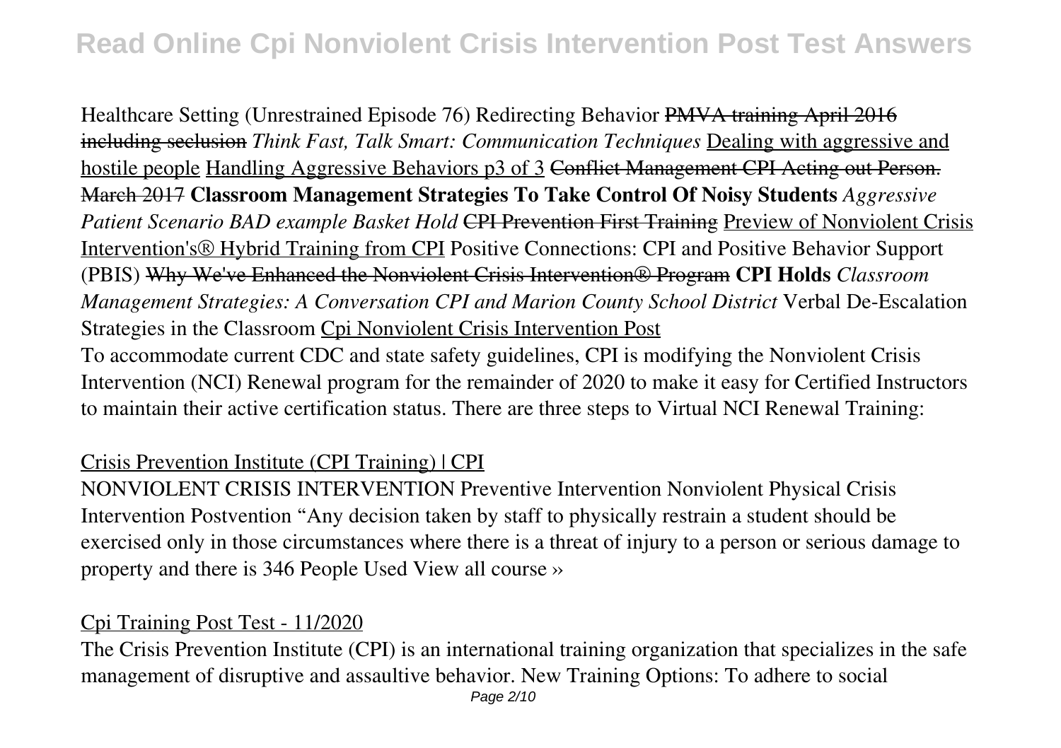Healthcare Setting (Unrestrained Episode 76) Redirecting Behavior ~~PMVA training April 2016 including seclusion~~ *Think Fast, Talk Smart: Communication Techniques* Dealing with aggressive and hostile people Handling Aggressive Behaviors p3 of 3 ~~Conflict Management CPI Acting out Person. March 2017~~ **Classroom Management Strategies To Take Control Of Noisy Students** *Aggressive Patient Scenario BAD example Basket Hold* ~~CPI Prevention First Training~~ Preview of Nonviolent Crisis Intervention's® Hybrid Training from CPI Positive Connections: CPI and Positive Behavior Support (PBIS) ~~Why We've Enhanced the Nonviolent Crisis Intervention® Program~~ **CPI Holds** *Classroom Management Strategies: A Conversation CPI and Marion County School District* Verbal De-Escalation Strategies in the Classroom Cpi Nonviolent Crisis Intervention Post

To accommodate current CDC and state safety guidelines, CPI is modifying the Nonviolent Crisis Intervention (NCI) Renewal program for the remainder of 2020 to make it easy for Certified Instructors to maintain their active certification status. There are three steps to Virtual NCI Renewal Training:

Crisis Prevention Institute (CPI Training) | CPI

NONVIOLENT CRISIS INTERVENTION Preventive Intervention Nonviolent Physical Crisis Intervention Postvention "Any decision taken by staff to physically restrain a student should be exercised only in those circumstances where there is a threat of injury to a person or serious damage to property and there is 346 People Used View all course ››

Cpi Training Post Test - 11/2020

The Crisis Prevention Institute (CPI) is an international training organization that specializes in the safe management of disruptive and assaultive behavior. New Training Options: To adhere to social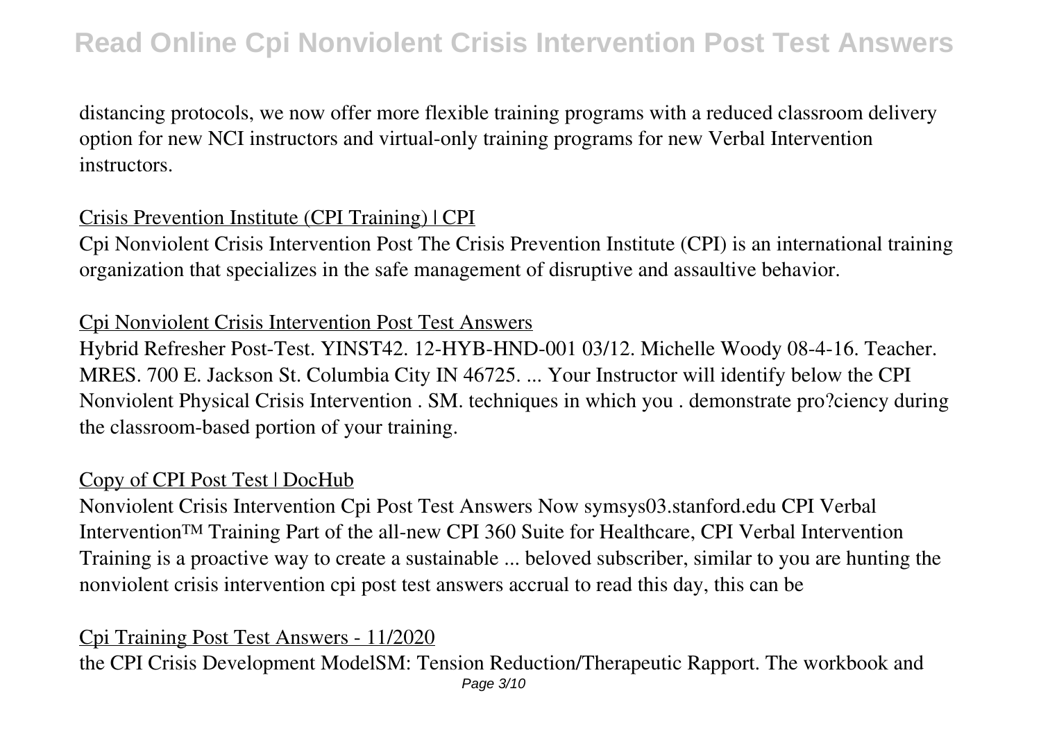distancing protocols, we now offer more flexible training programs with a reduced classroom delivery option for new NCI instructors and virtual-only training programs for new Verbal Intervention instructors.

## Crisis Prevention Institute (CPI Training) | CPI

Cpi Nonviolent Crisis Intervention Post The Crisis Prevention Institute (CPI) is an international training organization that specializes in the safe management of disruptive and assaultive behavior.

## Cpi Nonviolent Crisis Intervention Post Test Answers

Hybrid Refresher Post-Test. YINST42. 12-HYB-HND-001 03/12. Michelle Woody 08-4-16. Teacher. MRES. 700 E. Jackson St. Columbia City IN 46725. ... Your Instructor will identify below the CPI Nonviolent Physical Crisis Intervention . SM. techniques in which you . demonstrate pro?ciency during the classroom-based portion of your training.

## Copy of CPI Post Test | DocHub

Nonviolent Crisis Intervention Cpi Post Test Answers Now symsys03.stanford.edu CPI Verbal Intervention™ Training Part of the all-new CPI 360 Suite for Healthcare, CPI Verbal Intervention Training is a proactive way to create a sustainable ... beloved subscriber, similar to you are hunting the nonviolent crisis intervention cpi post test answers accrual to read this day, this can be

## Cpi Training Post Test Answers - 11/2020

the CPI Crisis Development ModelSM: Tension Reduction/Therapeutic Rapport. The workbook and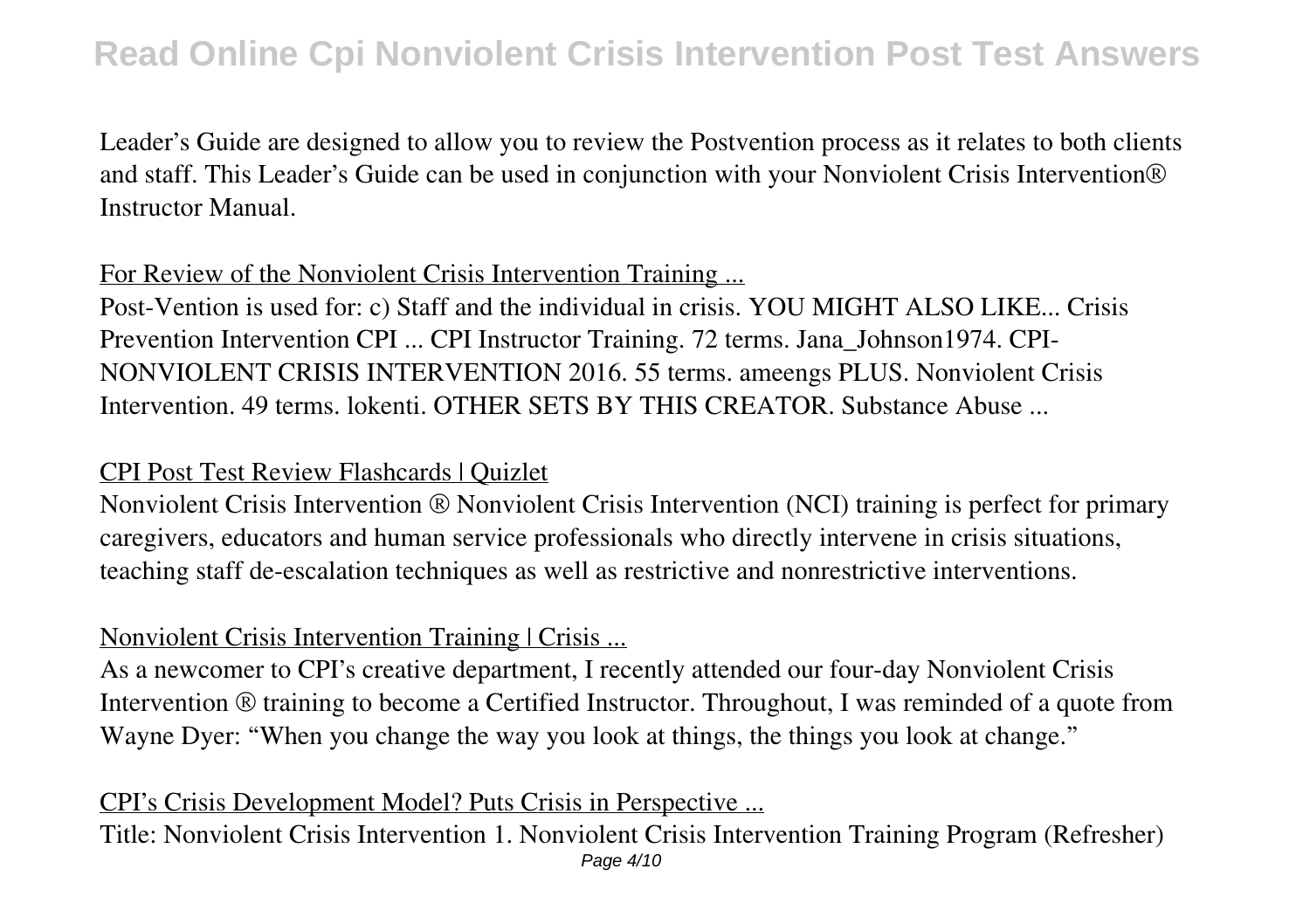Leader's Guide are designed to allow you to review the Postvention process as it relates to both clients and staff. This Leader's Guide can be used in conjunction with your Nonviolent Crisis Intervention® Instructor Manual.

## For Review of the Nonviolent Crisis Intervention Training ...

Post-Vention is used for: c) Staff and the individual in crisis. YOU MIGHT ALSO LIKE... Crisis Prevention Intervention CPI ... CPI Instructor Training. 72 terms. Jana_Johnson1974. CPI-NONVIOLENT CRISIS INTERVENTION 2016. 55 terms. ameengs PLUS. Nonviolent Crisis Intervention. 49 terms. lokenti. OTHER SETS BY THIS CREATOR. Substance Abuse ...

## CPI Post Test Review Flashcards | Quizlet

Nonviolent Crisis Intervention ® Nonviolent Crisis Intervention (NCI) training is perfect for primary caregivers, educators and human service professionals who directly intervene in crisis situations, teaching staff de-escalation techniques as well as restrictive and nonrestrictive interventions.

## Nonviolent Crisis Intervention Training | Crisis ...

As a newcomer to CPI's creative department, I recently attended our four-day Nonviolent Crisis Intervention ® training to become a Certified Instructor. Throughout, I was reminded of a quote from Wayne Dyer: "When you change the way you look at things, the things you look at change."

## CPI's Crisis Development Model? Puts Crisis in Perspective ...

Title: Nonviolent Crisis Intervention 1. Nonviolent Crisis Intervention Training Program (Refresher)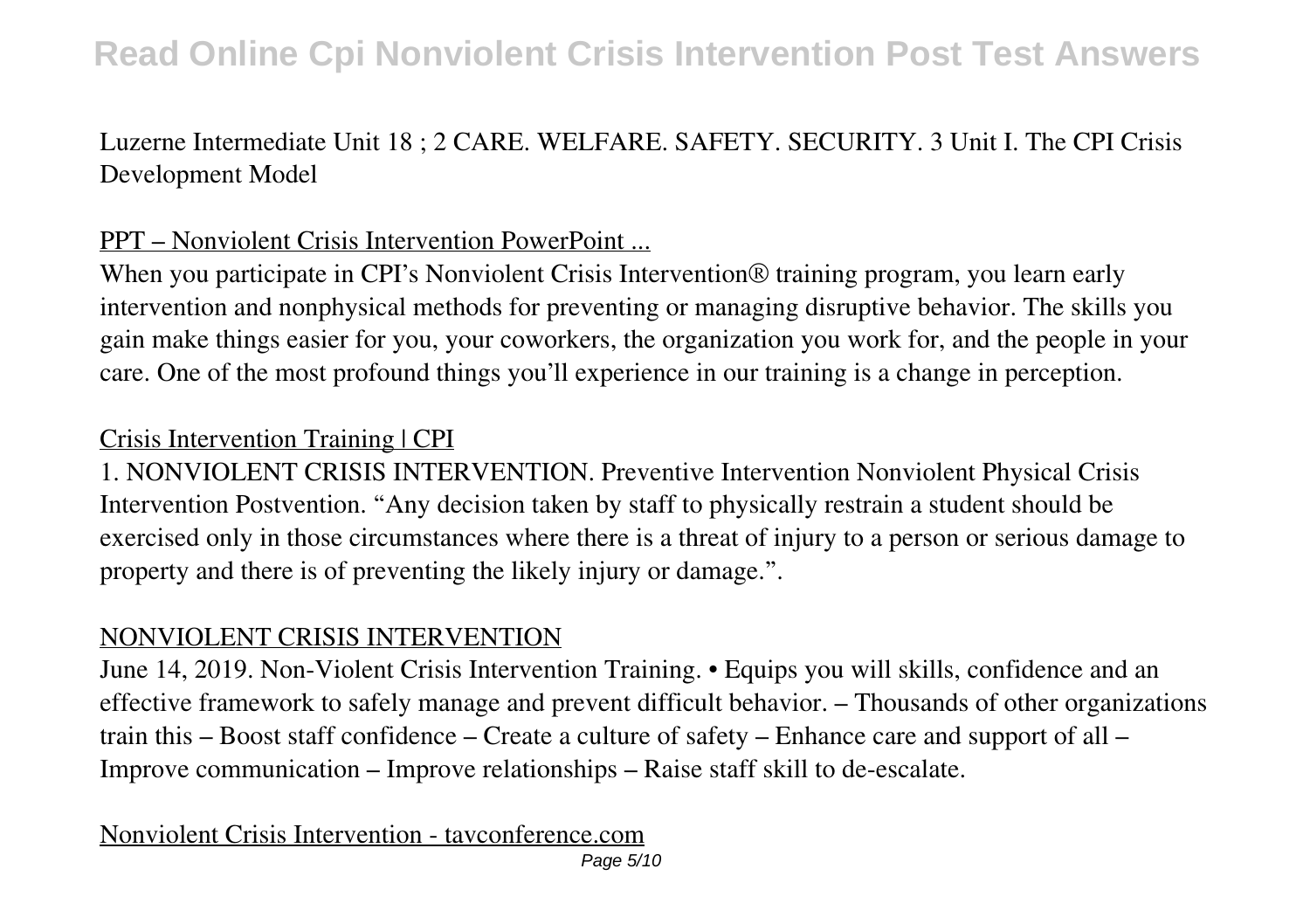Luzerne Intermediate Unit 18 ; 2 CARE. WELFARE. SAFETY. SECURITY. 3 Unit I. The CPI Crisis Development Model

## PPT – Nonviolent Crisis Intervention PowerPoint ...

When you participate in CPI's Nonviolent Crisis Intervention® training program, you learn early intervention and nonphysical methods for preventing or managing disruptive behavior. The skills you gain make things easier for you, your coworkers, the organization you work for, and the people in your care. One of the most profound things you'll experience in our training is a change in perception.

## Crisis Intervention Training | CPI

1. NONVIOLENT CRISIS INTERVENTION. Preventive Intervention Nonviolent Physical Crisis Intervention Postvention. "Any decision taken by staff to physically restrain a student should be exercised only in those circumstances where there is a threat of injury to a person or serious damage to property and there is of preventing the likely injury or damage.".

## NONVIOLENT CRISIS INTERVENTION

June 14, 2019. Non-Violent Crisis Intervention Training. • Equips you will skills, confidence and an effective framework to safely manage and prevent difficult behavior. – Thousands of other organizations train this – Boost staff confidence – Create a culture of safety – Enhance care and support of all – Improve communication – Improve relationships – Raise staff skill to de-escalate.

## Nonviolent Crisis Intervention - tavconference.com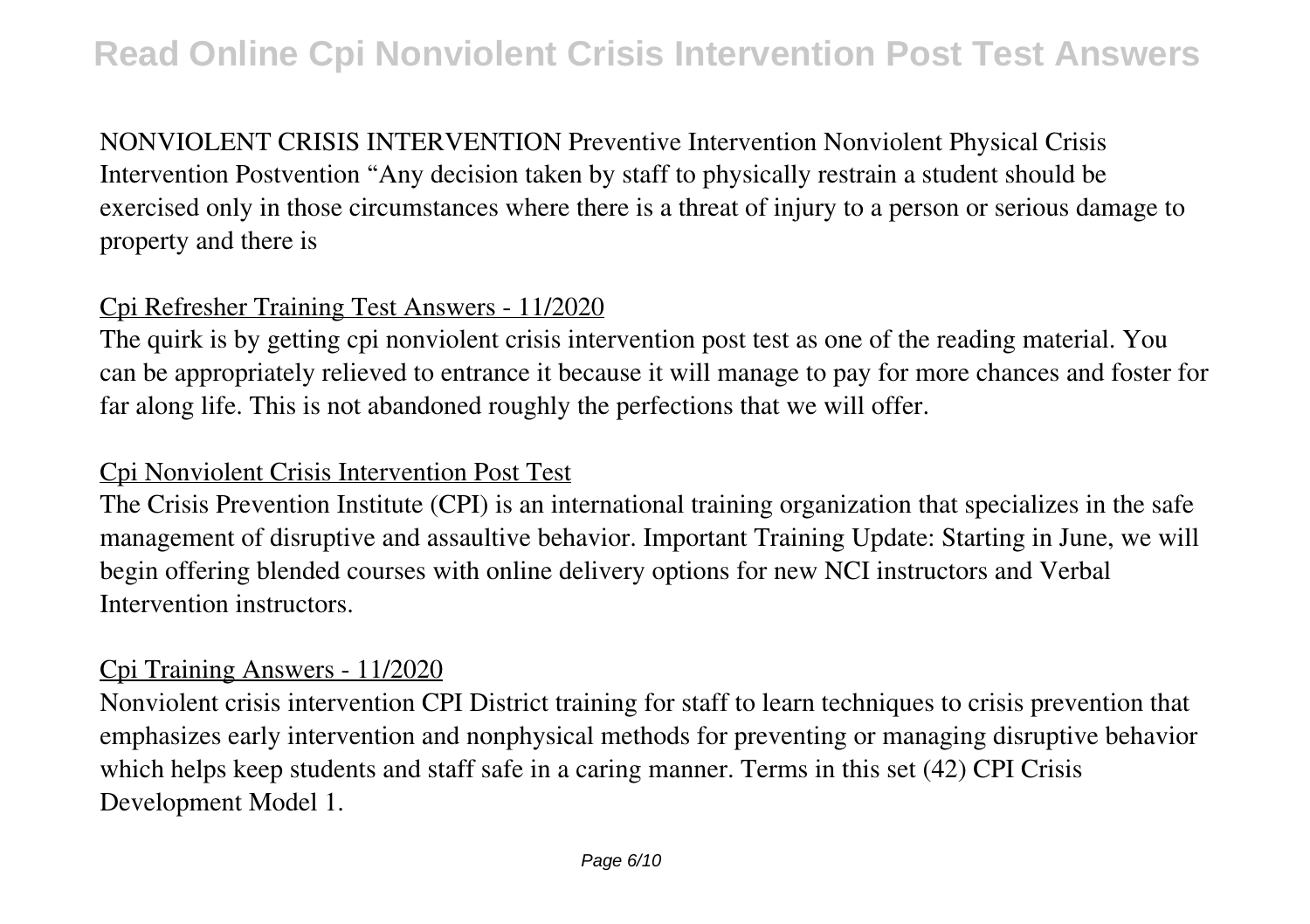NONVIOLENT CRISIS INTERVENTION Preventive Intervention Nonviolent Physical Crisis Intervention Postvention "Any decision taken by staff to physically restrain a student should be exercised only in those circumstances where there is a threat of injury to a person or serious damage to property and there is

## Cpi Refresher Training Test Answers - 11/2020

The quirk is by getting cpi nonviolent crisis intervention post test as one of the reading material. You can be appropriately relieved to entrance it because it will manage to pay for more chances and foster for far along life. This is not abandoned roughly the perfections that we will offer.

## Cpi Nonviolent Crisis Intervention Post Test

The Crisis Prevention Institute (CPI) is an international training organization that specializes in the safe management of disruptive and assaultive behavior. Important Training Update: Starting in June, we will begin offering blended courses with online delivery options for new NCI instructors and Verbal Intervention instructors.

## Cpi Training Answers - 11/2020

Nonviolent crisis intervention CPI District training for staff to learn techniques to crisis prevention that emphasizes early intervention and nonphysical methods for preventing or managing disruptive behavior which helps keep students and staff safe in a caring manner. Terms in this set (42) CPI Crisis Development Model 1.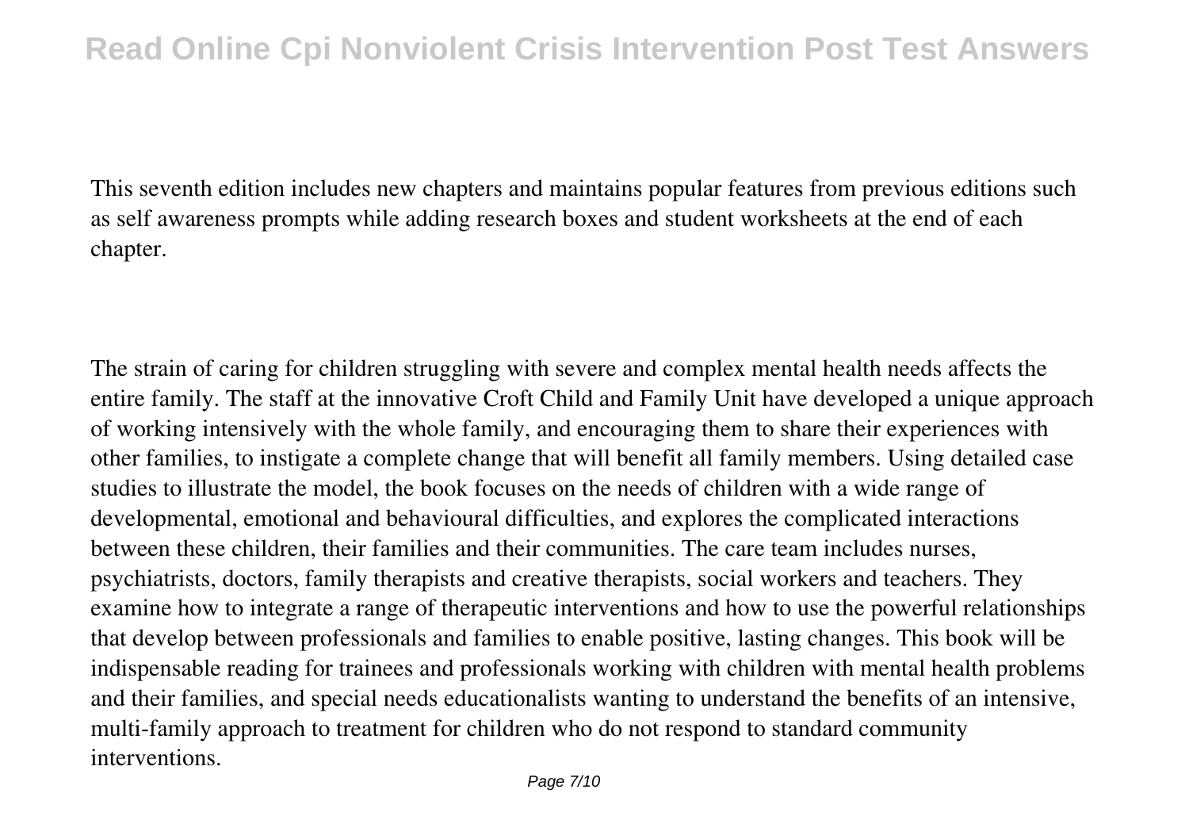This seventh edition includes new chapters and maintains popular features from previous editions such as self awareness prompts while adding research boxes and student worksheets at the end of each chapter.

The strain of caring for children struggling with severe and complex mental health needs affects the entire family. The staff at the innovative Croft Child and Family Unit have developed a unique approach of working intensively with the whole family, and encouraging them to share their experiences with other families, to instigate a complete change that will benefit all family members. Using detailed case studies to illustrate the model, the book focuses on the needs of children with a wide range of developmental, emotional and behavioural difficulties, and explores the complicated interactions between these children, their families and their communities. The care team includes nurses, psychiatrists, doctors, family therapists and creative therapists, social workers and teachers. They examine how to integrate a range of therapeutic interventions and how to use the powerful relationships that develop between professionals and families to enable positive, lasting changes. This book will be indispensable reading for trainees and professionals working with children with mental health problems and their families, and special needs educationalists wanting to understand the benefits of an intensive, multi-family approach to treatment for children who do not respond to standard community interventions.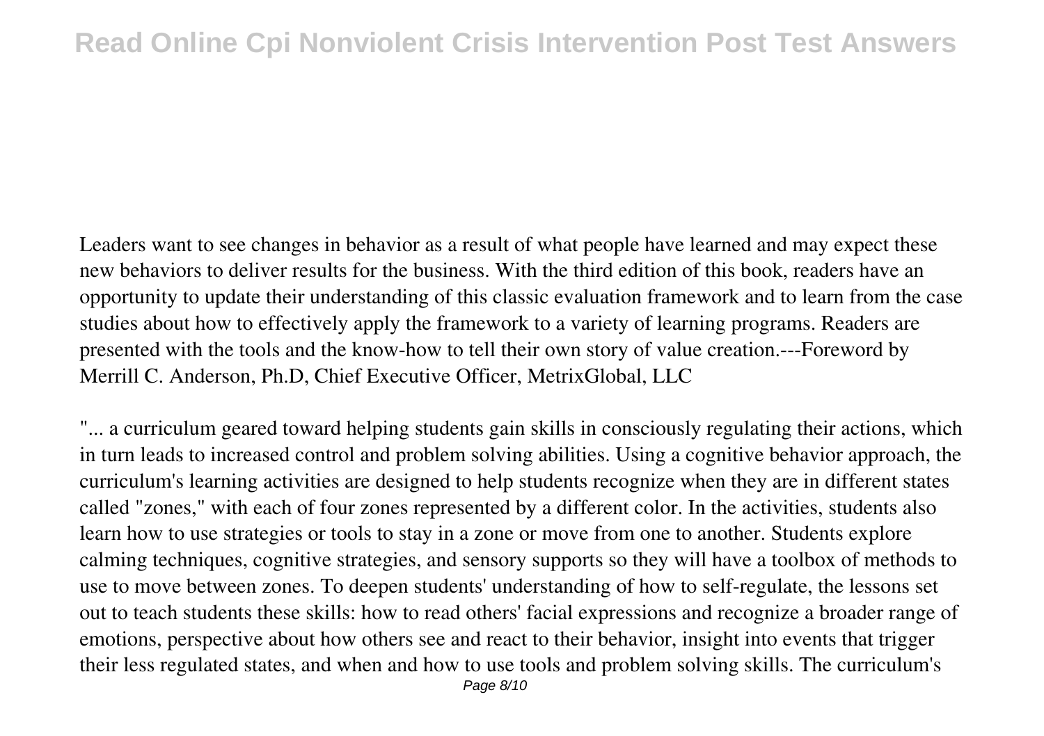Leaders want to see changes in behavior as a result of what people have learned and may expect these new behaviors to deliver results for the business. With the third edition of this book, readers have an opportunity to update their understanding of this classic evaluation framework and to learn from the case studies about how to effectively apply the framework to a variety of learning programs. Readers are presented with the tools and the know-how to tell their own story of value creation.---Foreword by Merrill C. Anderson, Ph.D, Chief Executive Officer, MetrixGlobal, LLC

"... a curriculum geared toward helping students gain skills in consciously regulating their actions, which in turn leads to increased control and problem solving abilities. Using a cognitive behavior approach, the curriculum's learning activities are designed to help students recognize when they are in different states called "zones," with each of four zones represented by a different color. In the activities, students also learn how to use strategies or tools to stay in a zone or move from one to another. Students explore calming techniques, cognitive strategies, and sensory supports so they will have a toolbox of methods to use to move between zones. To deepen students' understanding of how to self-regulate, the lessons set out to teach students these skills: how to read others' facial expressions and recognize a broader range of emotions, perspective about how others see and react to their behavior, insight into events that trigger their less regulated states, and when and how to use tools and problem solving skills. The curriculum's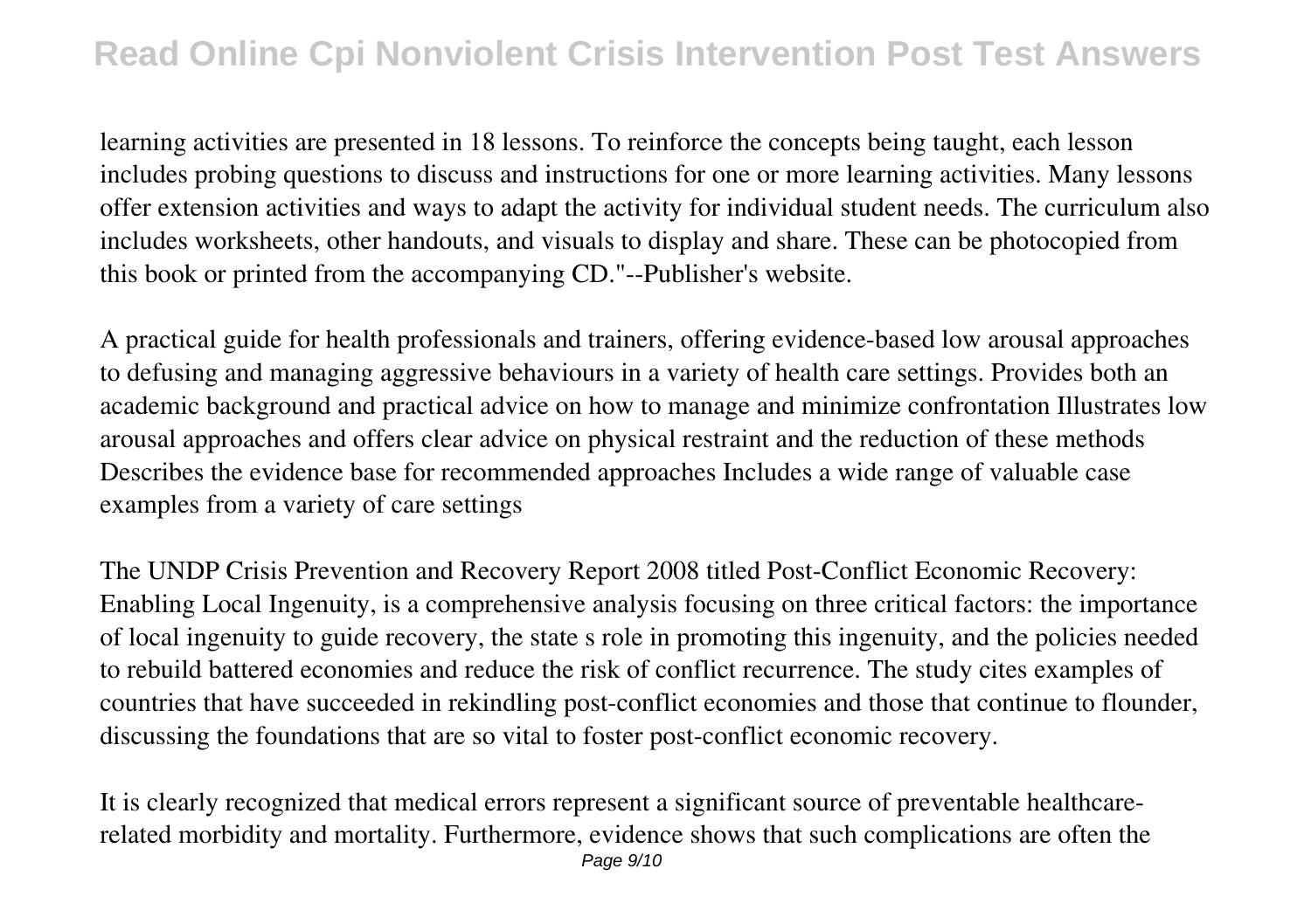learning activities are presented in 18 lessons. To reinforce the concepts being taught, each lesson includes probing questions to discuss and instructions for one or more learning activities. Many lessons offer extension activities and ways to adapt the activity for individual student needs. The curriculum also includes worksheets, other handouts, and visuals to display and share. These can be photocopied from this book or printed from the accompanying CD."--Publisher's website.

A practical guide for health professionals and trainers, offering evidence-based low arousal approaches to defusing and managing aggressive behaviours in a variety of health care settings. Provides both an academic background and practical advice on how to manage and minimize confrontation Illustrates low arousal approaches and offers clear advice on physical restraint and the reduction of these methods Describes the evidence base for recommended approaches Includes a wide range of valuable case examples from a variety of care settings

The UNDP Crisis Prevention and Recovery Report 2008 titled Post-Conflict Economic Recovery: Enabling Local Ingenuity, is a comprehensive analysis focusing on three critical factors: the importance of local ingenuity to guide recovery, the state s role in promoting this ingenuity, and the policies needed to rebuild battered economies and reduce the risk of conflict recurrence. The study cites examples of countries that have succeeded in rekindling post-conflict economies and those that continue to flounder, discussing the foundations that are so vital to foster post-conflict economic recovery.

It is clearly recognized that medical errors represent a significant source of preventable healthcare-related morbidity and mortality. Furthermore, evidence shows that such complications are often the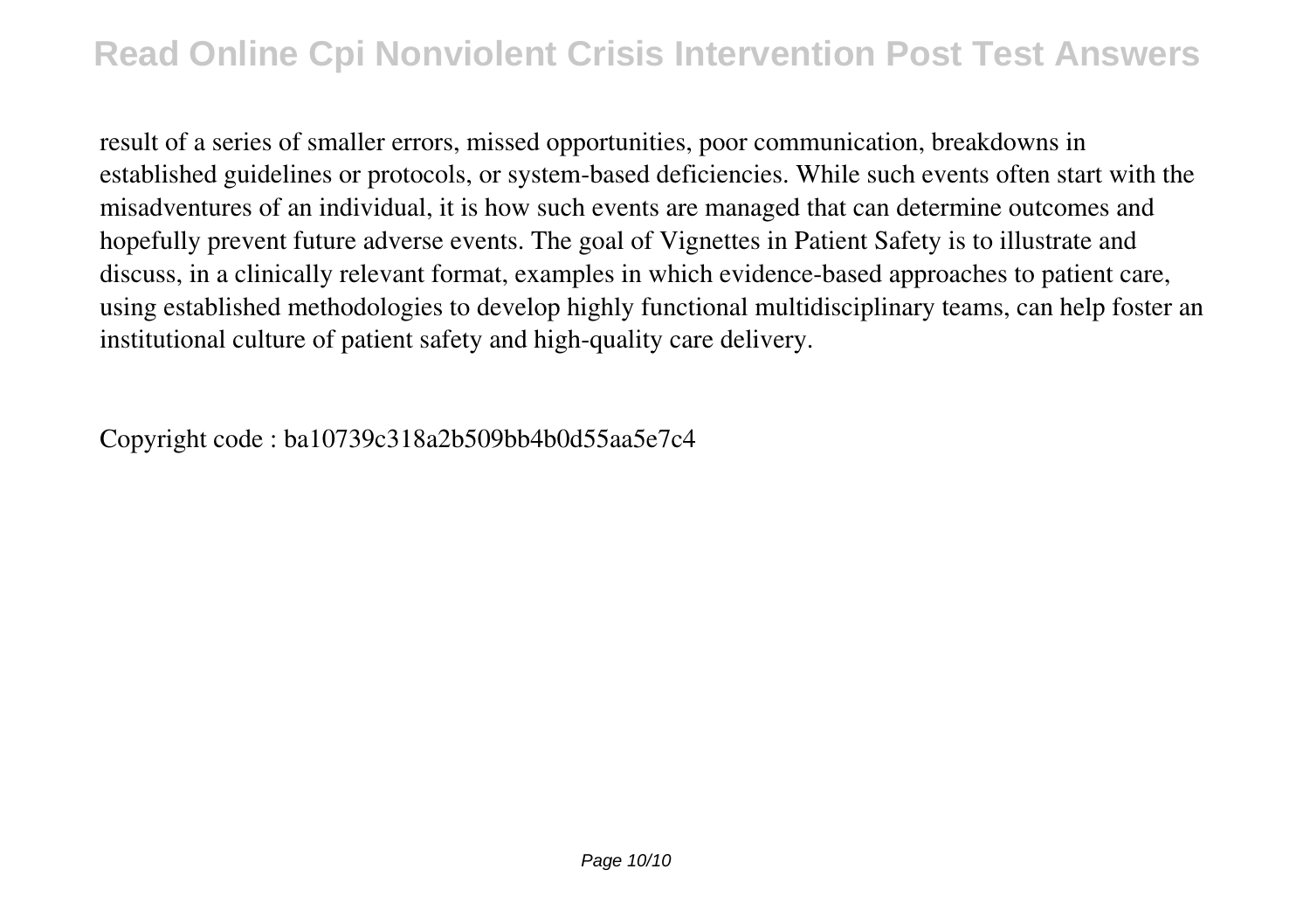result of a series of smaller errors, missed opportunities, poor communication, breakdowns in established guidelines or protocols, or system-based deficiencies. While such events often start with the misadventures of an individual, it is how such events are managed that can determine outcomes and hopefully prevent future adverse events. The goal of Vignettes in Patient Safety is to illustrate and discuss, in a clinically relevant format, examples in which evidence-based approaches to patient care, using established methodologies to develop highly functional multidisciplinary teams, can help foster an institutional culture of patient safety and high-quality care delivery.

Copyright code : ba10739c318a2b509bb4b0d55aa5e7c4